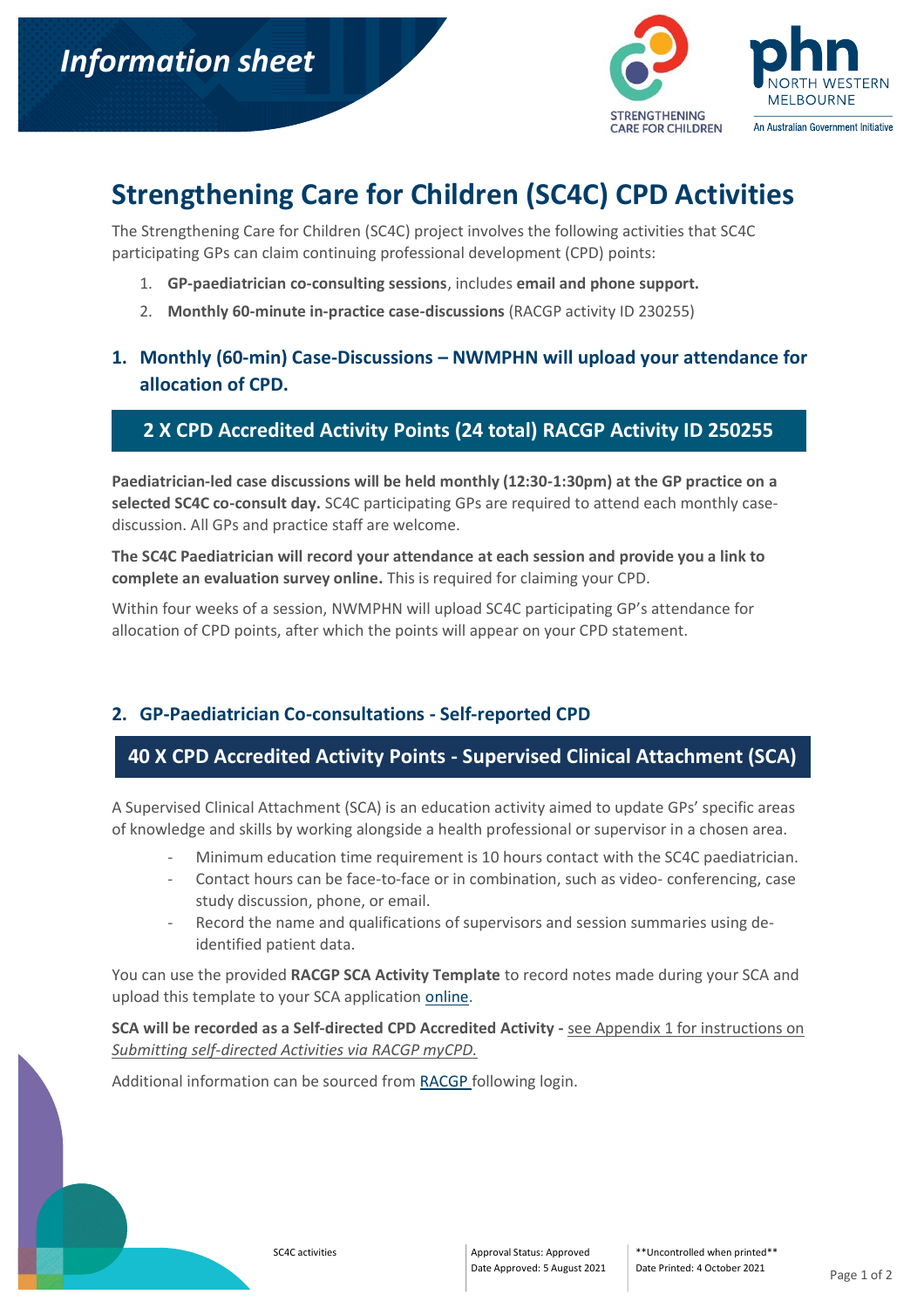Information sheet

# Strengthening Care for Children (SC4C) CPD Activities

The Strengthening Care for Children (SC4C) project involves the following activities that SC4C participating GPs can claim continuing professional development (CPD) points:

1. **GP-paediatrician co-consulting sessions**, includes **email and phone support.**
2. **Monthly 60-minute in-practice case-discussions** (RACGP activity ID 230255)

## 1. Monthly (60-min) Case-Discussions – NWMPHN will upload your attendance for allocation of CPD.

### 2 X CPD Accredited Activity Points (24 total) RACGP Activity ID 250255

**Paediatrician-led case discussions will be held monthly (12:30-1:30pm) at the GP practice on a selected SC4C co-consult day.** SC4C participating GPs are required to attend each monthly case-discussion. All GPs and practice staff are welcome.

**The SC4C Paediatrician will record your attendance at each session and provide you a link to complete an evaluation survey online.** This is required for claiming your CPD.

Within four weeks of a session, NWMPHN will upload SC4C participating GP's attendance for allocation of CPD points, after which the points will appear on your CPD statement.

## 2. GP-Paediatrician Co-consultations - Self-reported CPD

### 40 X CPD Accredited Activity Points - Supervised Clinical Attachment (SCA)

A Supervised Clinical Attachment (SCA) is an education activity aimed to update GPs' specific areas of knowledge and skills by working alongside a health professional or supervisor in a chosen area.

- Minimum education time requirement is 10 hours contact with the SC4C paediatrician.
- Contact hours can be face-to-face or in combination, such as video- conferencing, case study discussion, phone, or email.
- Record the name and qualifications of supervisors and session summaries using de-identified patient data.

You can use the provided **RACGP SCA Activity Template** to record notes made during your SCA and upload this template to your SCA application online.

**SCA will be recorded as a Self-directed CPD Accredited Activity -** see Appendix 1 for instructions on *Submitting self-directed Activities via RACGP myCPD.*

Additional information can be sourced from RACGP following login.

SC4C activities | Approval Status: Approved | Date Approved: 5 August 2021 | **Uncontrolled when printed** | Date Printed: 4 October 2021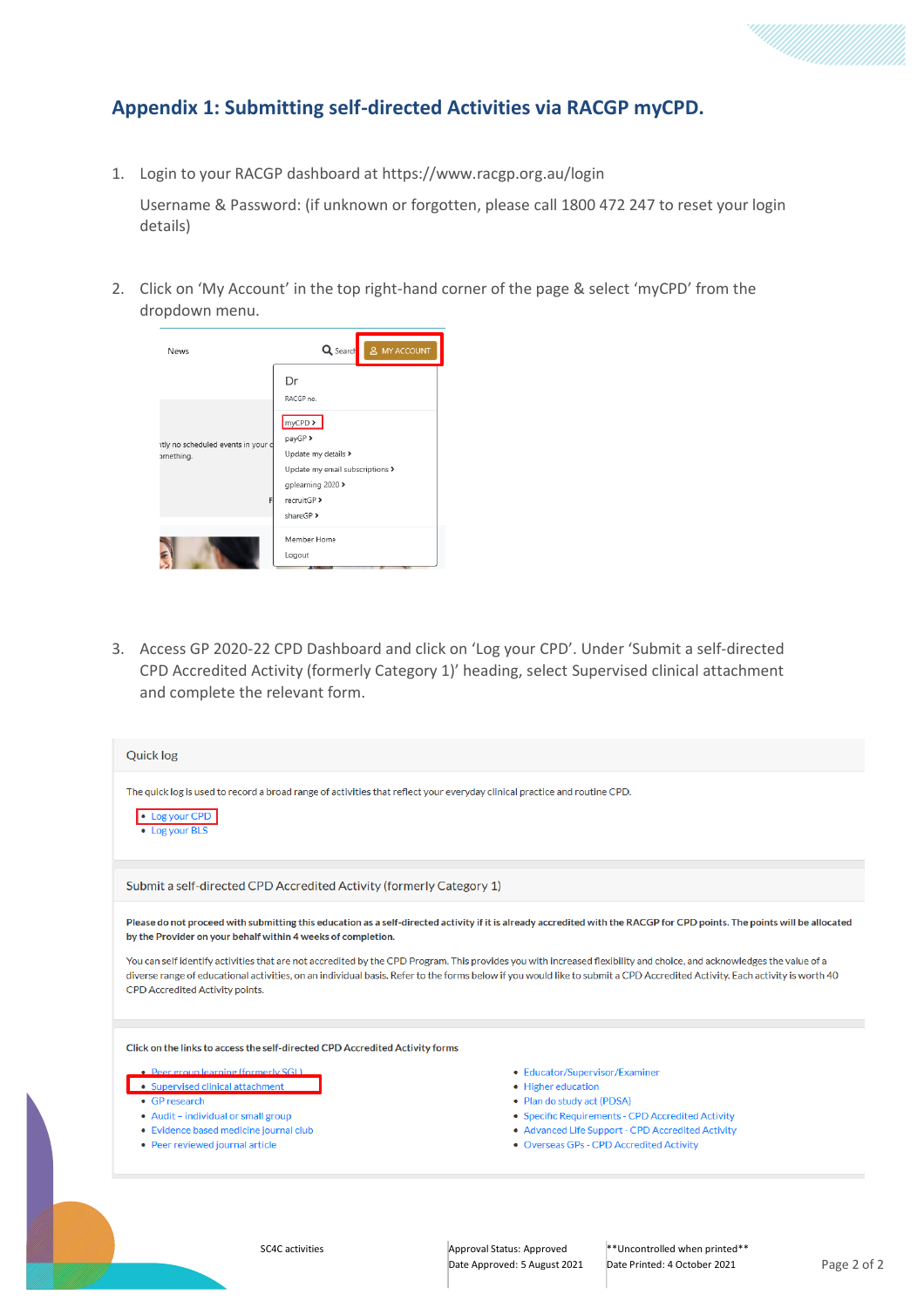## Appendix 1: Submitting self-directed Activities via RACGP myCPD.

1. Login to your RACGP dashboard at https://www.racgp.org.au/login

   Username & Password: (if unknown or forgotten, please call 1800 472 247 to reset your login details)

2. Click on 'My Account' in the top right-hand corner of the page & select 'myCPD' from the dropdown menu.

   News

   Search

   MY ACCOUNT

   Dr

   RACGP no.

   myCPD ›

   payGP ›

   Update my details ›

   Update my email subscriptions ›

   gplearning 2020 ›

   recruitGP ›

   shareGP ›

   Member Home

   Logout

   ...tly no scheduled events in your c... ...omething.

3. Access GP 2020-22 CPD Dashboard and click on 'Log your CPD'. Under 'Submit a self-directed CPD Accredited Activity (formerly Category 1)' heading, select Supervised clinical attachment and complete the relevant form.

Quick log

The quick log is used to record a broad range of activities that reflect your everyday clinical practice and routine CPD.

- Log your CPD
- Log your BLS

Submit a self-directed CPD Accredited Activity (formerly Category 1)

**Please do not proceed with submitting this education as a self-directed activity if it is already accredited with the RACGP for CPD points. The points will be allocated by the Provider on your behalf within 4 weeks of completion.**

You can self identify activities that are not accredited by the CPD Program. This provides you with increased flexibility and choice, and acknowledges the value of a diverse range of educational activities, on an individual basis. Refer to the forms below if you would like to submit a CPD Accredited Activity. Each activity is worth 40 CPD Accredited Activity points.

Click on the links to access the self-directed CPD Accredited Activity forms

- Peer group learning (formerly SGL)
- Supervised clinical attachment
- GP research
- Audit – individual or small group
- Evidence based medicine journal club
- Peer reviewed journal article
- Educator/Supervisor/Examiner
- Higher education
- Plan do study act (PDSA)
- Specific Requirements - CPD Accredited Activity
- Advanced Life Support - CPD Accredited Activity
- Overseas GPs - CPD Accredited Activity